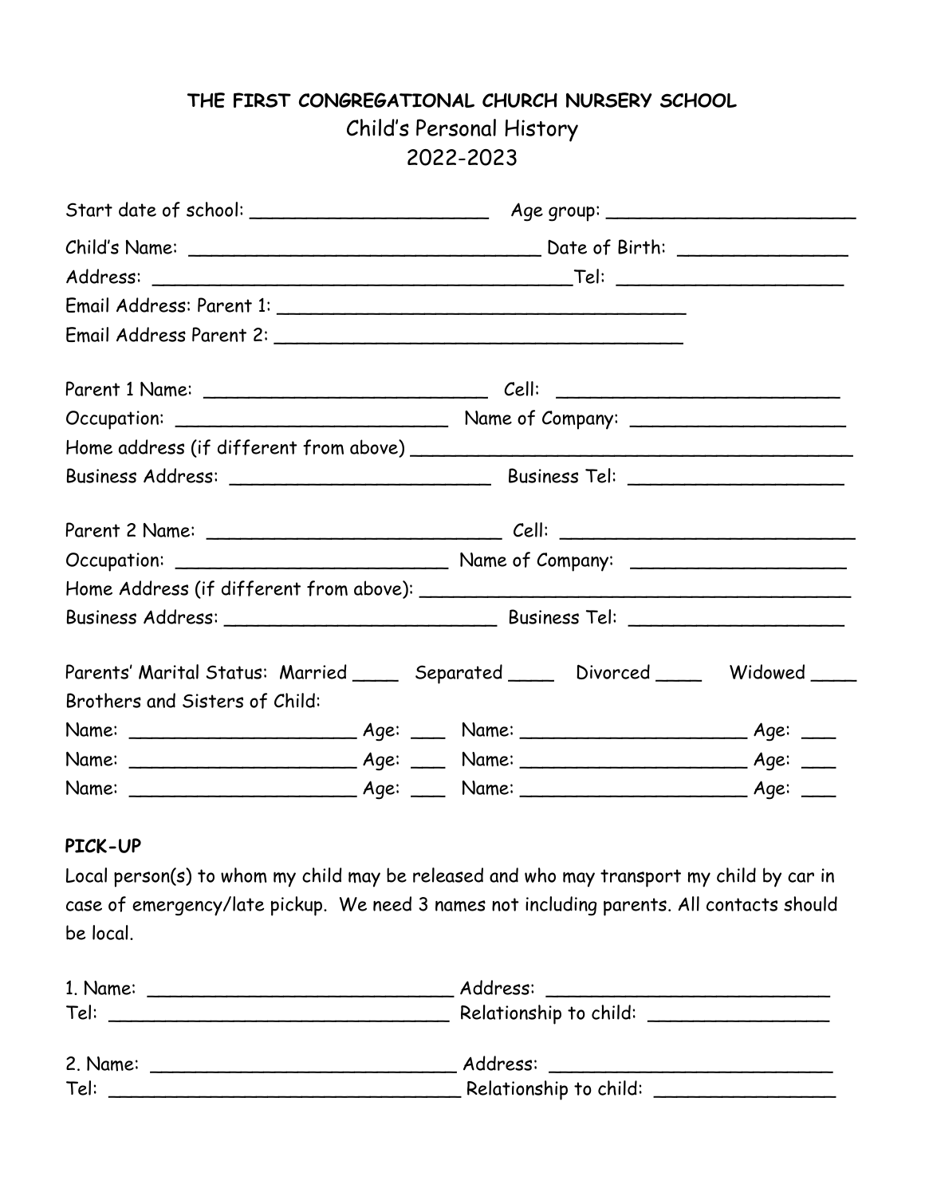**THE FIRST CONGREGATIONAL CHURCH NURSERY SCHOOL**

Child's Personal History

2022-2023

Start date of school: ______________________ Age group: _______________________

Child's Name: ________________________________ Date of Birth: _______________

Address: ______________________________________Tel: _____________________

Email Address: Parent 1: _____________________________________

Email Address Parent 2: _____________________________________

Parent 1 Name: __________________________ Cell: __________________________

Occupation: _________________________ Name of Company: ____________________

Home address (if different from above) ________________________________________

Business Address: ________________________ Business Tel: ____________________

Parent 2 Name: ___________________________ Cell: ___________________________

Occupation: __________________________ Name of Company: ____________________

Home Address (if different from above): _______________________________________

Business Address: __________________________ Business Tel: ____________________

Parents' Marital Status: Married ____ Separated ____ Divorced ____ Widowed ____

Brothers and Sisters of Child:

Name: _____________________ Age: ___ Name: _____________________ Age: ___

Name: _____________________ Age: ___ Name: _____________________ Age: ___

Name: _____________________ Age: ___ Name: _____________________ Age: ___

**PICK-UP**

Local person(s) to whom my child may be released and who may transport my child by car in case of emergency/late pickup. We need 3 names not including parents. All contacts should be local.

1. Name: ____________________________ Address: __________________________
Tel: _______________________________ Relationship to child: ________________

2. Name: ____________________________ Address: __________________________
Tel: _______________________________ Relationship to child: ________________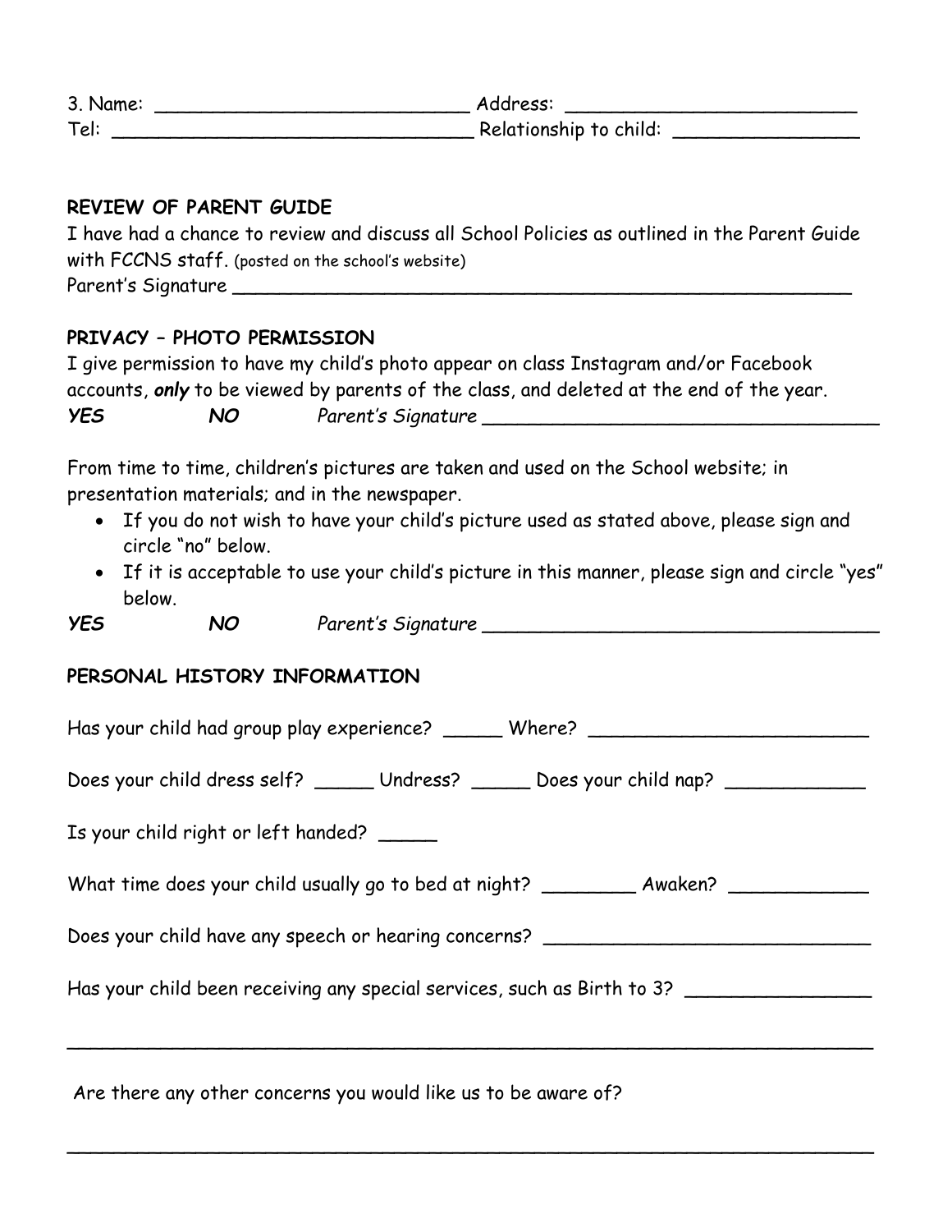3. Name: ____________________________ Address: ___________________________
Tel: _________________________________ Relationship to child: ________________

**REVIEW OF PARENT GUIDE**

I have had a chance to review and discuss all School Policies as outlined in the Parent Guide with FCCNS staff. (posted on the school's website)
Parent's Signature ________________________________________________________

**PRIVACY – PHOTO PERMISSION**

I give permission to have my child's photo appear on class Instagram and/or Facebook accounts, ***only*** to be viewed by parents of the class, and deleted at the end of the year.

***YES*** ***NO*** *Parent's Signature* ___________________________________

From time to time, children's pictures are taken and used on the School website; in presentation materials; and in the newspaper.

- If you do not wish to have your child's picture used as stated above, please sign and circle "no" below.
- If it is acceptable to use your child's picture in this manner, please sign and circle "yes" below.

***YES*** ***NO*** *Parent's Signature* ___________________________________

**PERSONAL HISTORY INFORMATION**

Has your child had group play experience? _____ Where? _________________________

Does your child dress self? _____ Undress? _____ Does your child nap? ____________

Is your child right or left handed? _____

What time does your child usually go to bed at night? ________ Awaken? ____________

Does your child have any speech or hearing concerns? _____________________________

Has your child been receiving any special services, such as Birth to 3? ________________

___________________________________________________________________________

Are there any other concerns you would like us to be aware of?

___________________________________________________________________________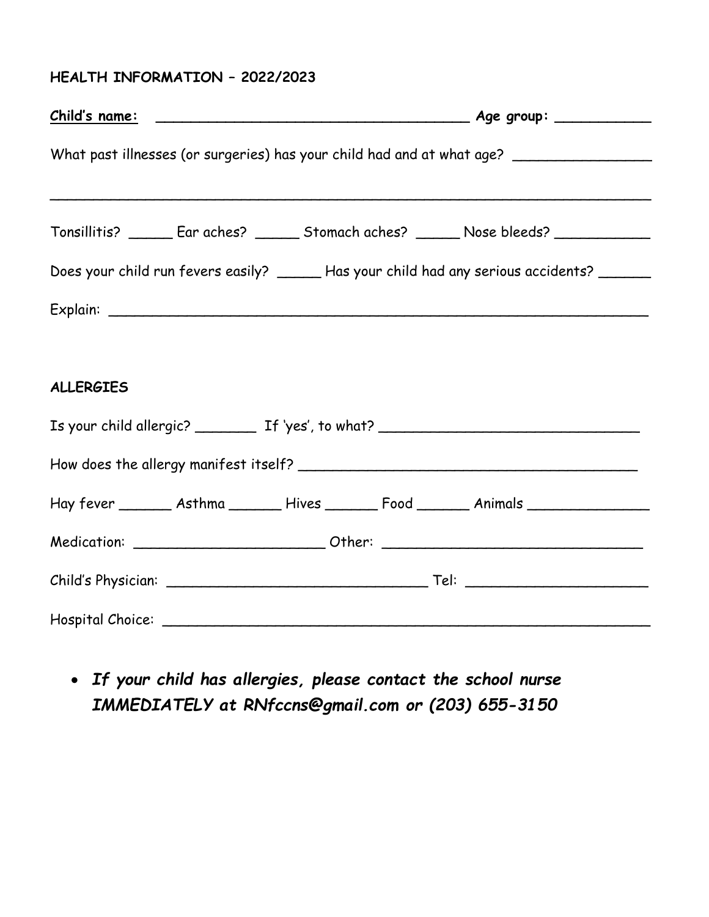**HEALTH INFORMATION – 2022/2023**

**Child's name:** ______________________________________ **Age group:** ___________

What past illnesses (or surgeries) has your child had and at what age? ________________

______________________________________________________________________

Tonsillitis? _____ Ear aches? _____ Stomach aches? _____ Nose bleeds? ___________

Does your child run fevers easily? _____ Has your child had any serious accidents? ______

Explain: ______________________________________________________________

**ALLERGIES**

Is your child allergic? _______ If 'yes', to what? ______________________________

How does the allergy manifest itself? ________________________________________

Hay fever ______ Asthma ______ Hives ______ Food ______ Animals ______________

Medication: ______________________ Other: ______________________________

Child's Physician: ______________________________ Tel: _____________________

Hospital Choice: _________________________________________________________

- ***If your child has allergies, please contact the school nurse IMMEDIATELY at RNfccns@gmail.com or (203) 655-3150***